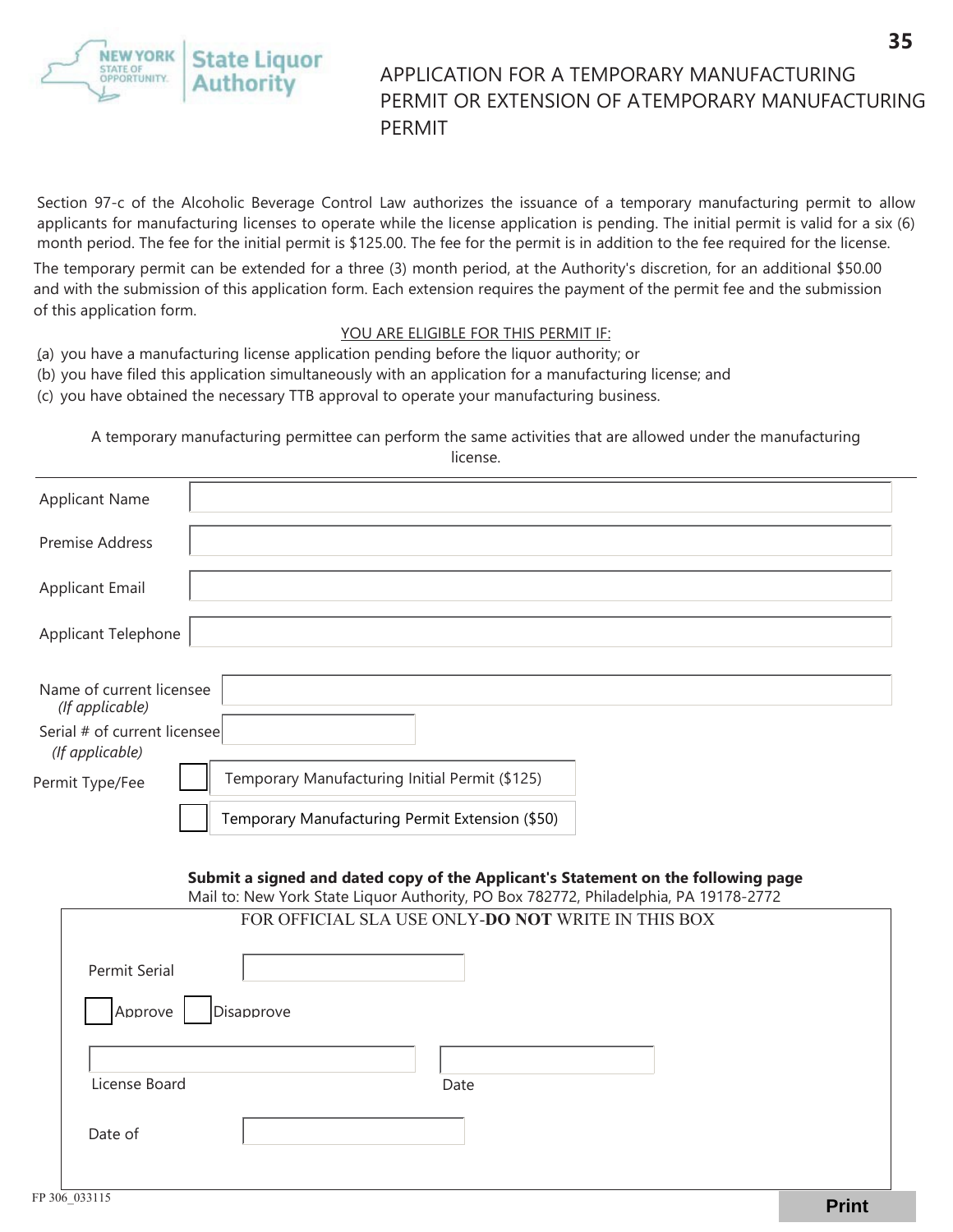New York State of Opportunity | State Liquor Authority

# APPLICATION FOR A TEMPORARY MANUFACTURING PERMIT OR EXTENSION OF ATEMPORARY MANUFACTURING PERMIT

Section 97-c of the Alcoholic Beverage Control Law authorizes the issuance of a temporary manufacturing permit to allow applicants for manufacturing licenses to operate while the license application is pending. The initial permit is valid for a six (6) month period. The fee for the initial permit is $125.00. The fee for the permit is in addition to the fee required for the license.

The temporary permit can be extended for a three (3) month period, at the Authority's discretion, for an additional $50.00 and with the submission of this application form. Each extension requires the payment of the permit fee and the submission of this application form.

YOU ARE ELIGIBLE FOR THIS PERMIT IF:

(a) you have a manufacturing license application pending before the liquor authority; or
(b) you have filed this application simultaneously with an application for a manufacturing license; and
(c) you have obtained the necessary TTB approval to operate your manufacturing business.

A temporary manufacturing permittee can perform the same activities that are allowed under the manufacturing license.

| | |
|---|---|
| Applicant Name | |
| Premise Address | |
| Applicant Email | |
| Applicant Telephone | |
| Name of current licensee *(If applicable)* | |
| Serial # of current licensee *(If applicable)* | |

Permit Type/Fee

- ☐ Temporary Manufacturing Initial Permit ($125)
- ☐ Temporary Manufacturing Permit Extension ($50)

**Submit a signed and dated copy of the Applicant's Statement on the following page**
Mail to: New York State Liquor Authority, PO Box 782772, Philadelphia, PA 19178-2772

FOR OFFICIAL SLA USE ONLY-**DO NOT** WRITE IN THIS BOX

Permit Serial

☐ Approve ☐ Disapprove

License Board

Date

Date of

FP 306_033115

Print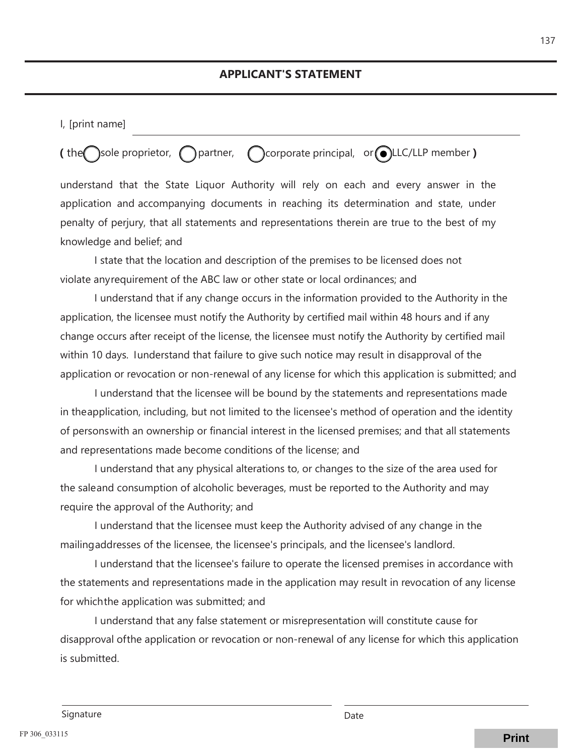## APPLICANT'S STATEMENT

I, [print name] \_\_\_\_\_\_\_\_\_\_\_\_\_\_\_\_\_\_\_\_\_\_\_\_\_\_\_\_\_\_\_\_\_\_\_\_\_\_\_\_

( the ○ sole proprietor, ○ partner, ○ corporate principal, or ● LLC/LLP member )

understand that the State Liquor Authority will rely on each and every answer in the application and accompanying documents in reaching its determination and state, under penalty of perjury, that all statements and representations therein are true to the best of my knowledge and belief; and

I state that the location and description of the premises to be licensed does not violate any requirement of the ABC law or other state or local ordinances; and

I understand that if any change occurs in the information provided to the Authority in the application, the licensee must notify the Authority by certified mail within 48 hours and if any change occurs after receipt of the license, the licensee must notify the Authority by certified mail within 10 days. I understand that failure to give such notice may result in disapproval of the application or revocation or non-renewal of any license for which this application is submitted; and

I understand that the licensee will be bound by the statements and representations made in the application, including, but not limited to the licensee's method of operation and the identity of persons with an ownership or financial interest in the licensed premises; and that all statements and representations made become conditions of the license; and

I understand that any physical alterations to, or changes to the size of the area used for the sale and consumption of alcoholic beverages, must be reported to the Authority and may require the approval of the Authority; and

I understand that the licensee must keep the Authority advised of any change in the mailing addresses of the licensee, the licensee's principals, and the licensee's landlord.

I understand that the licensee's failure to operate the licensed premises in accordance with the statements and representations made in the application may result in revocation of any license for which the application was submitted; and

I understand that any false statement or misrepresentation will constitute cause for disapproval of the application or revocation or non-renewal of any license for which this application is submitted.

\_\_\_\_\_\_\_\_\_\_\_\_\_\_\_\_\_\_\_\_\_\_\_\_\_\_\_\_\_\_\_\_ \_\_\_\_\_\_\_\_\_\_\_\_\_\_\_\_\_\_\_\_\_\_\_\_

Signature Date

FP 306_033115

Print